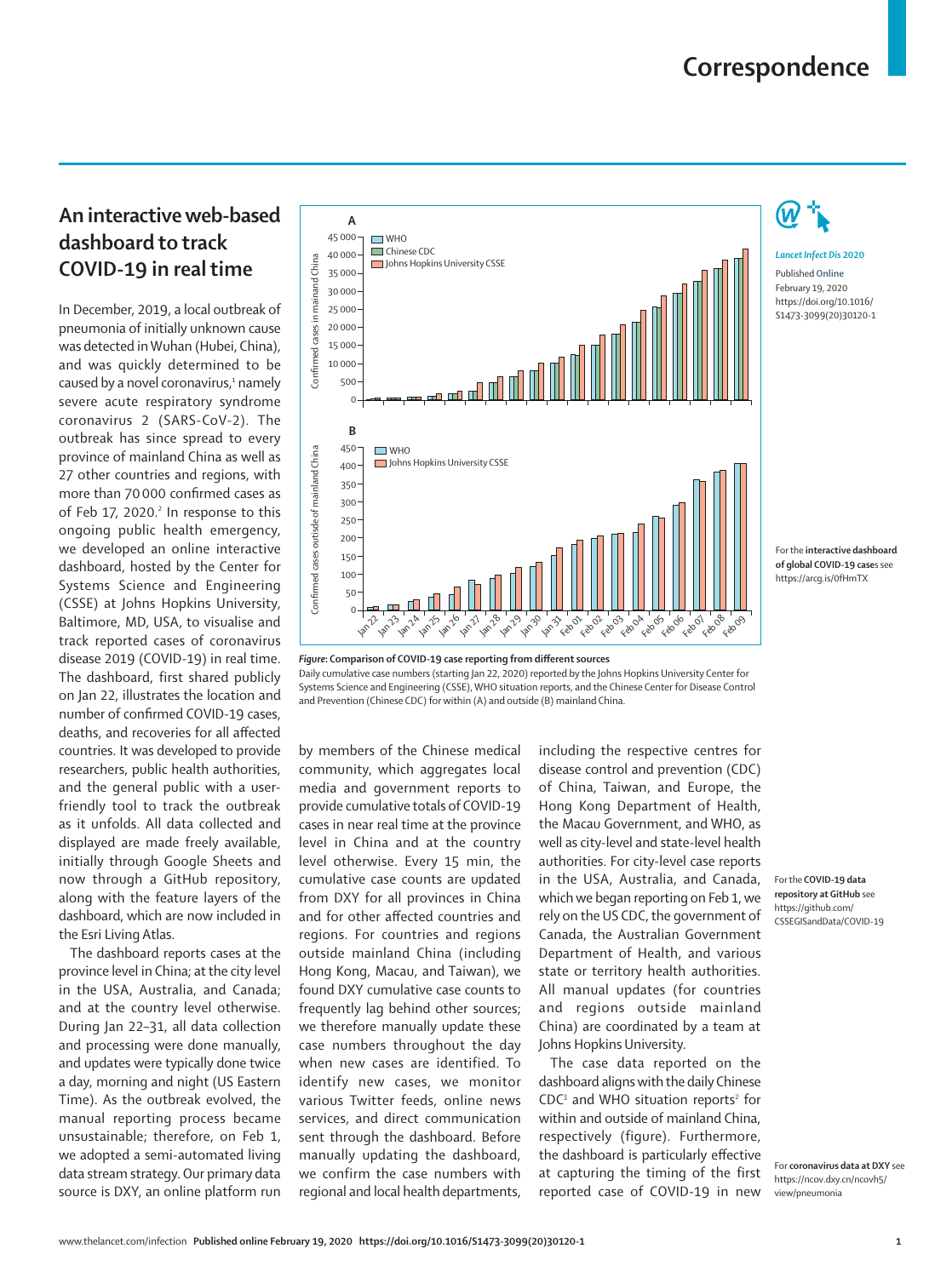# Correspondence

## An interactive web-based dashboard to track COVID-19 in real time

In December, 2019, a local outbreak of pneumonia of initially unknown cause was detected in Wuhan (Hubei, China), and was quickly determined to be caused by a novel coronavirus,[1] namely severe acute respiratory syndrome coronavirus 2 (SARS-CoV-2). The outbreak has since spread to every province of mainland China as well as 27 other countries and regions, with more than 70 000 confirmed cases as of Feb 17, 2020.[2] In response to this ongoing public health emergency, we developed an online interactive dashboard, hosted by the Center for Systems Science and Engineering (CSSE) at Johns Hopkins University, Baltimore, MD, USA, to visualise and track reported cases of coronavirus disease 2019 (COVID-19) in real time. The dashboard, first shared publicly on Jan 22, illustrates the location and number of confirmed COVID-19 cases, deaths, and recoveries for all affected countries. It was developed to provide researchers, public health authorities, and the general public with a user-friendly tool to track the outbreak as it unfolds. All data collected and displayed are made freely available, initially through Google Sheets and now through a GitHub repository, along with the feature layers of the dashboard, which are now included in the Esri Living Atlas.

The dashboard reports cases at the province level in China; at the city level in the USA, Australia, and Canada; and at the country level otherwise. During Jan 22–31, all data collection and processing were done manually, and updates were typically done twice a day, morning and night (US Eastern Time). As the outbreak evolved, the manual reporting process became unsustainable; therefore, on Feb 1, we adopted a semi-automated living data stream strategy. Our primary data source is DXY, an online platform run by members of the Chinese medical community, which aggregates local media and government reports to provide cumulative totals of COVID-19 cases in near real time at the province level in China and at the country level otherwise. Every 15 min, the cumulative case counts are updated from DXY for all provinces in China and for other affected countries and regions. For countries and regions outside mainland China (including Hong Kong, Macau, and Taiwan), we found DXY cumulative case counts to frequently lag behind other sources; we therefore manually update these case numbers throughout the day when new cases are identified. To identify new cases, we monitor various Twitter feeds, online news services, and direct communication sent through the dashboard. Before manually updating the dashboard, we confirm the case numbers with regional and local health departments, including the respective centres for disease control and prevention (CDC) of China, Taiwan, and Europe, the Hong Kong Department of Health, the Macau Government, and WHO, as well as city-level and state-level health authorities. For city-level case reports in the USA, Australia, and Canada, which we began reporting on Feb 1, we rely on the US CDC, the government of Canada, the Australian Government Department of Health, and various state or territory health authorities. All manual updates (for countries and regions outside mainland China) are coordinated by a team at Johns Hopkins University.

The case data reported on the dashboard aligns with the daily Chinese CDC[3] and WHO situation reports[2] for within and outside of mainland China, respectively (figure). Furthermore, the dashboard is particularly effective at capturing the timing of the first reported case of COVID-19 in new

***Figure*: Comparison of COVID-19 case reporting from different sources**
Daily cumulative case numbers (starting Jan 22, 2020) reported by the Johns Hopkins University Center for Systems Science and Engineering (CSSE), WHO situation reports, and the Chinese Center for Disease Control and Prevention (Chinese CDC) for within (A) and outside (B) mainland China.

*Lancet Infect Dis* 2020
Published **Online** February 19, 2020 https://doi.org/10.1016/S1473-3099(20)30120-1

For the **interactive dashboard of global COVID-19 cases** see https://arcg.is/0fHmTX

For the **COVID-19 data repository at GitHub** see https://github.com/CSSEGISandData/COVID-19

For **coronavirus data at DXY** see https://ncov.dxy.cn/ncovh5/view/pneumonia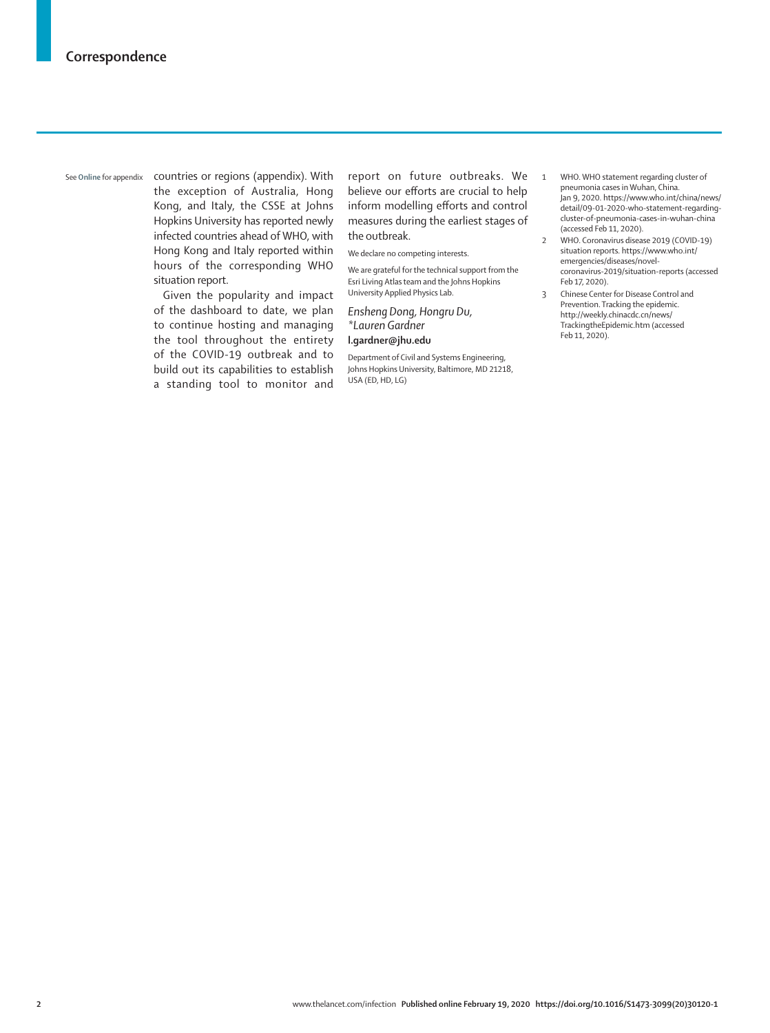See **Online** for appendix

countries or regions (appendix). With the exception of Australia, Hong Kong, and Italy, the CSSE at Johns Hopkins University has reported newly infected countries ahead of WHO, with Hong Kong and Italy reported within hours of the corresponding WHO situation report.

Given the popularity and impact of the dashboard to date, we plan to continue hosting and managing the tool throughout the entirety of the COVID-19 outbreak and to build out its capabilities to establish a standing tool to monitor and report on future outbreaks. We believe our efforts are crucial to help inform modelling efforts and control measures during the earliest stages of the outbreak.

We declare no competing interests.

We are grateful for the technical support from the Esri Living Atlas team and the Johns Hopkins University Applied Physics Lab.

*Ensheng Dong, Hongru Du, \*Lauren Gardner*
**l.gardner@jhu.edu**

Department of Civil and Systems Engineering, Johns Hopkins University, Baltimore, MD 21218, USA (ED, HD, LG)

1. WHO. WHO statement regarding cluster of pneumonia cases in Wuhan, China. Jan 9, 2020. https://www.who.int/china/news/detail/09-01-2020-who-statement-regarding-cluster-of-pneumonia-cases-in-wuhan-china (accessed Feb 11, 2020).
2. WHO. Coronavirus disease 2019 (COVID-19) situation reports. https://www.who.int/emergencies/diseases/novel-coronavirus-2019/situation-reports (accessed Feb 17, 2020).
3. Chinese Center for Disease Control and Prevention. Tracking the epidemic. http://weekly.chinacdc.cn/news/TrackingtheEpidemic.htm (accessed Feb 11, 2020).